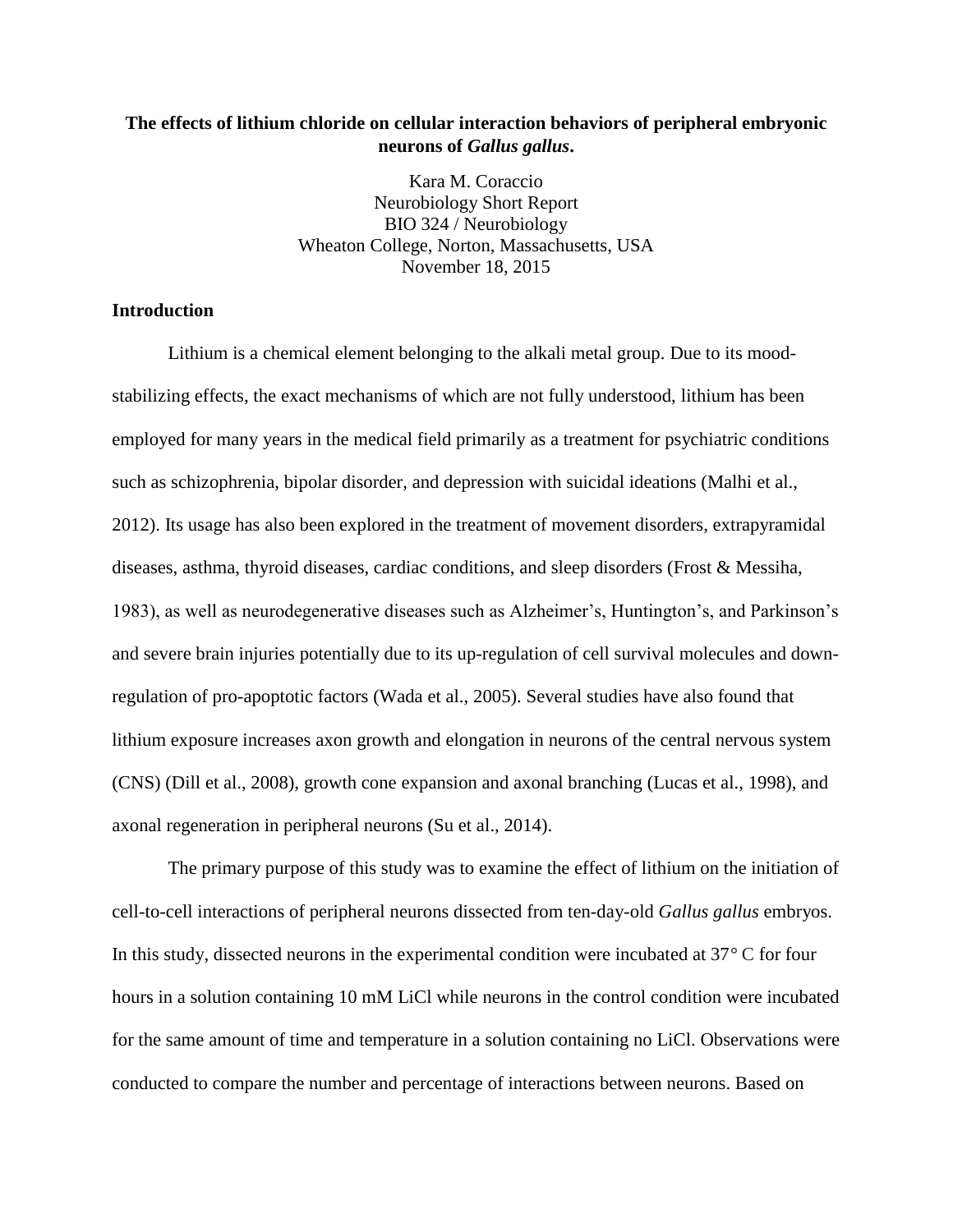# The effects of lithium chloride on cellular interaction behaviors of peripheral embryonic neurons of *Gallus gallus*.

Kara M. Coraccio
Neurobiology Short Report
BIO 324 / Neurobiology
Wheaton College, Norton, Massachusetts, USA
November 18, 2015

## Introduction

Lithium is a chemical element belonging to the alkali metal group. Due to its mood-stabilizing effects, the exact mechanisms of which are not fully understood, lithium has been employed for many years in the medical field primarily as a treatment for psychiatric conditions such as schizophrenia, bipolar disorder, and depression with suicidal ideations (Malhi et al., 2012). Its usage has also been explored in the treatment of movement disorders, extrapyramidal diseases, asthma, thyroid diseases, cardiac conditions, and sleep disorders (Frost & Messiha, 1983), as well as neurodegenerative diseases such as Alzheimer's, Huntington's, and Parkinson's and severe brain injuries potentially due to its up-regulation of cell survival molecules and down-regulation of pro-apoptotic factors (Wada et al., 2005). Several studies have also found that lithium exposure increases axon growth and elongation in neurons of the central nervous system (CNS) (Dill et al., 2008), growth cone expansion and axonal branching (Lucas et al., 1998), and axonal regeneration in peripheral neurons (Su et al., 2014).

The primary purpose of this study was to examine the effect of lithium on the initiation of cell-to-cell interactions of peripheral neurons dissected from ten-day-old *Gallus gallus* embryos. In this study, dissected neurons in the experimental condition were incubated at 37° C for four hours in a solution containing 10 mM LiCl while neurons in the control condition were incubated for the same amount of time and temperature in a solution containing no LiCl. Observations were conducted to compare the number and percentage of interactions between neurons. Based on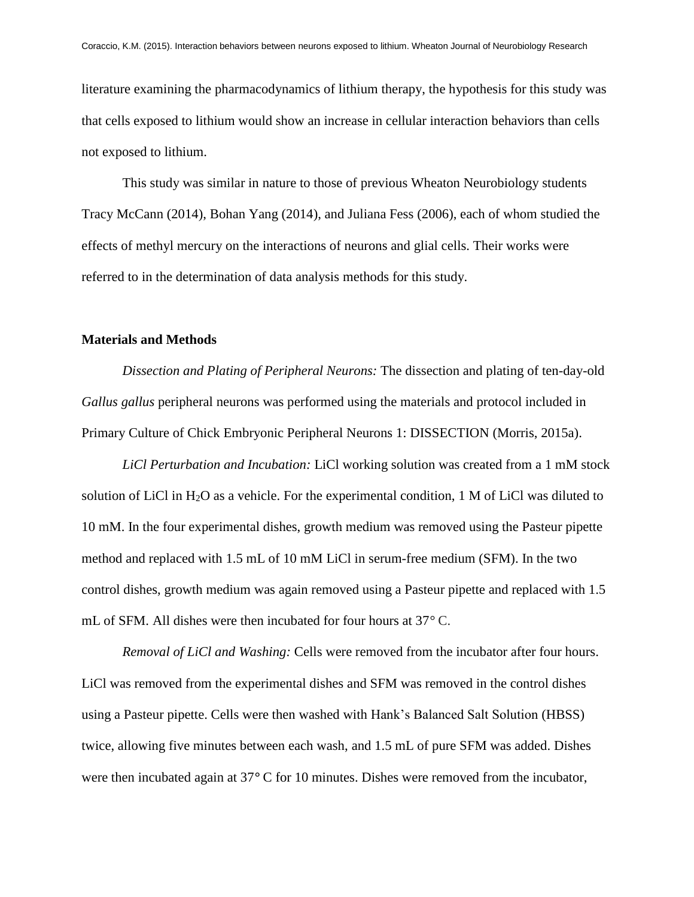literature examining the pharmacodynamics of lithium therapy, the hypothesis for this study was that cells exposed to lithium would show an increase in cellular interaction behaviors than cells not exposed to lithium.

This study was similar in nature to those of previous Wheaton Neurobiology students Tracy McCann (2014), Bohan Yang (2014), and Juliana Fess (2006), each of whom studied the effects of methyl mercury on the interactions of neurons and glial cells. Their works were referred to in the determination of data analysis methods for this study.

## Materials and Methods

*Dissection and Plating of Peripheral Neurons:* The dissection and plating of ten-day-old *Gallus gallus* peripheral neurons was performed using the materials and protocol included in Primary Culture of Chick Embryonic Peripheral Neurons 1: DISSECTION (Morris, 2015a).

*LiCl Perturbation and Incubation:* LiCl working solution was created from a 1 mM stock solution of LiCl in $H_2O$ as a vehicle. For the experimental condition, 1 M of LiCl was diluted to 10 mM. In the four experimental dishes, growth medium was removed using the Pasteur pipette method and replaced with 1.5 mL of 10 mM LiCl in serum-free medium (SFM). In the two control dishes, growth medium was again removed using a Pasteur pipette and replaced with 1.5 mL of SFM. All dishes were then incubated for four hours at 37° C.

*Removal of LiCl and Washing:* Cells were removed from the incubator after four hours. LiCl was removed from the experimental dishes and SFM was removed in the control dishes using a Pasteur pipette. Cells were then washed with Hank's Balanced Salt Solution (HBSS) twice, allowing five minutes between each wash, and 1.5 mL of pure SFM was added. Dishes were then incubated again at 37° C for 10 minutes. Dishes were removed from the incubator,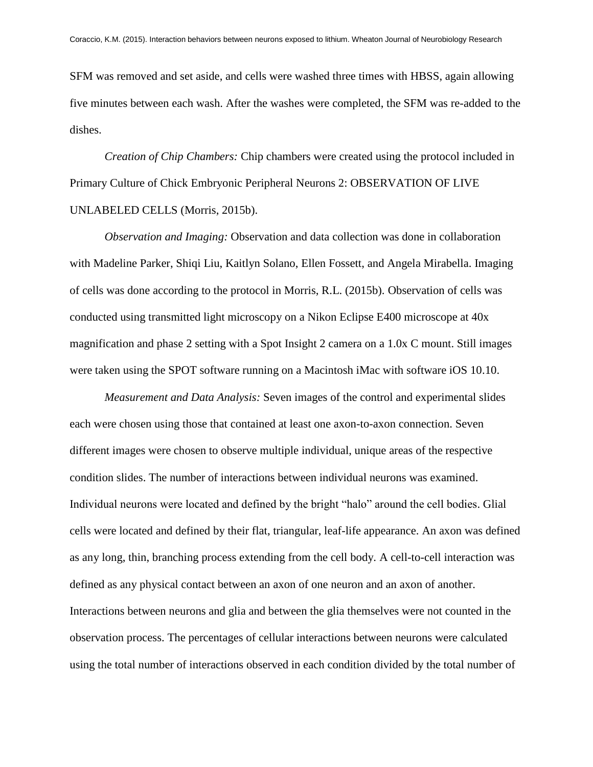SFM was removed and set aside, and cells were washed three times with HBSS, again allowing five minutes between each wash. After the washes were completed, the SFM was re-added to the dishes.

*Creation of Chip Chambers:* Chip chambers were created using the protocol included in Primary Culture of Chick Embryonic Peripheral Neurons 2: OBSERVATION OF LIVE UNLABELED CELLS (Morris, 2015b).

*Observation and Imaging:* Observation and data collection was done in collaboration with Madeline Parker, Shiqi Liu, Kaitlyn Solano, Ellen Fossett, and Angela Mirabella. Imaging of cells was done according to the protocol in Morris, R.L. (2015b). Observation of cells was conducted using transmitted light microscopy on a Nikon Eclipse E400 microscope at 40x magnification and phase 2 setting with a Spot Insight 2 camera on a 1.0x C mount. Still images were taken using the SPOT software running on a Macintosh iMac with software iOS 10.10.

*Measurement and Data Analysis:* Seven images of the control and experimental slides each were chosen using those that contained at least one axon-to-axon connection. Seven different images were chosen to observe multiple individual, unique areas of the respective condition slides. The number of interactions between individual neurons was examined. Individual neurons were located and defined by the bright "halo" around the cell bodies. Glial cells were located and defined by their flat, triangular, leaf-life appearance. An axon was defined as any long, thin, branching process extending from the cell body. A cell-to-cell interaction was defined as any physical contact between an axon of one neuron and an axon of another. Interactions between neurons and glia and between the glia themselves were not counted in the observation process. The percentages of cellular interactions between neurons were calculated using the total number of interactions observed in each condition divided by the total number of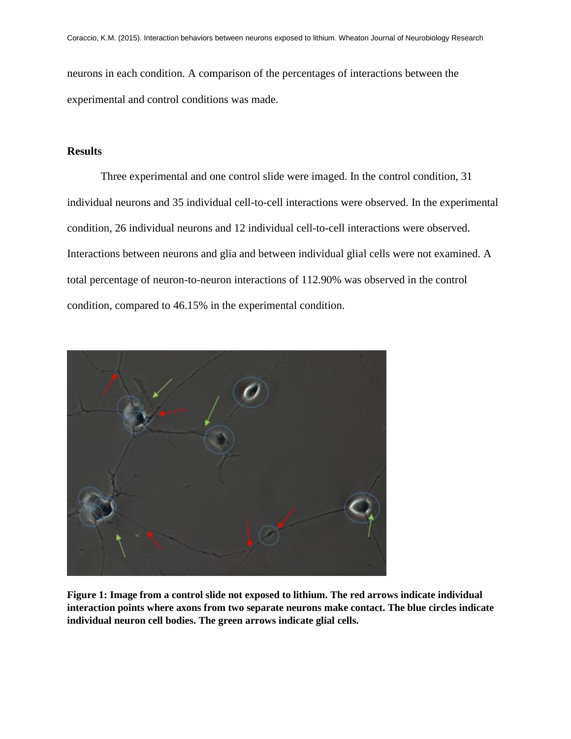neurons in each condition. A comparison of the percentages of interactions between the experimental and control conditions was made.

## Results

Three experimental and one control slide were imaged. In the control condition, 31 individual neurons and 35 individual cell-to-cell interactions were observed. In the experimental condition, 26 individual neurons and 12 individual cell-to-cell interactions were observed. Interactions between neurons and glia and between individual glial cells were not examined. A total percentage of neuron-to-neuron interactions of 112.90% was observed in the control condition, compared to 46.15% in the experimental condition.

**Figure 1: Image from a control slide not exposed to lithium. The red arrows indicate individual interaction points where axons from two separate neurons make contact. The blue circles indicate individual neuron cell bodies. The green arrows indicate glial cells.**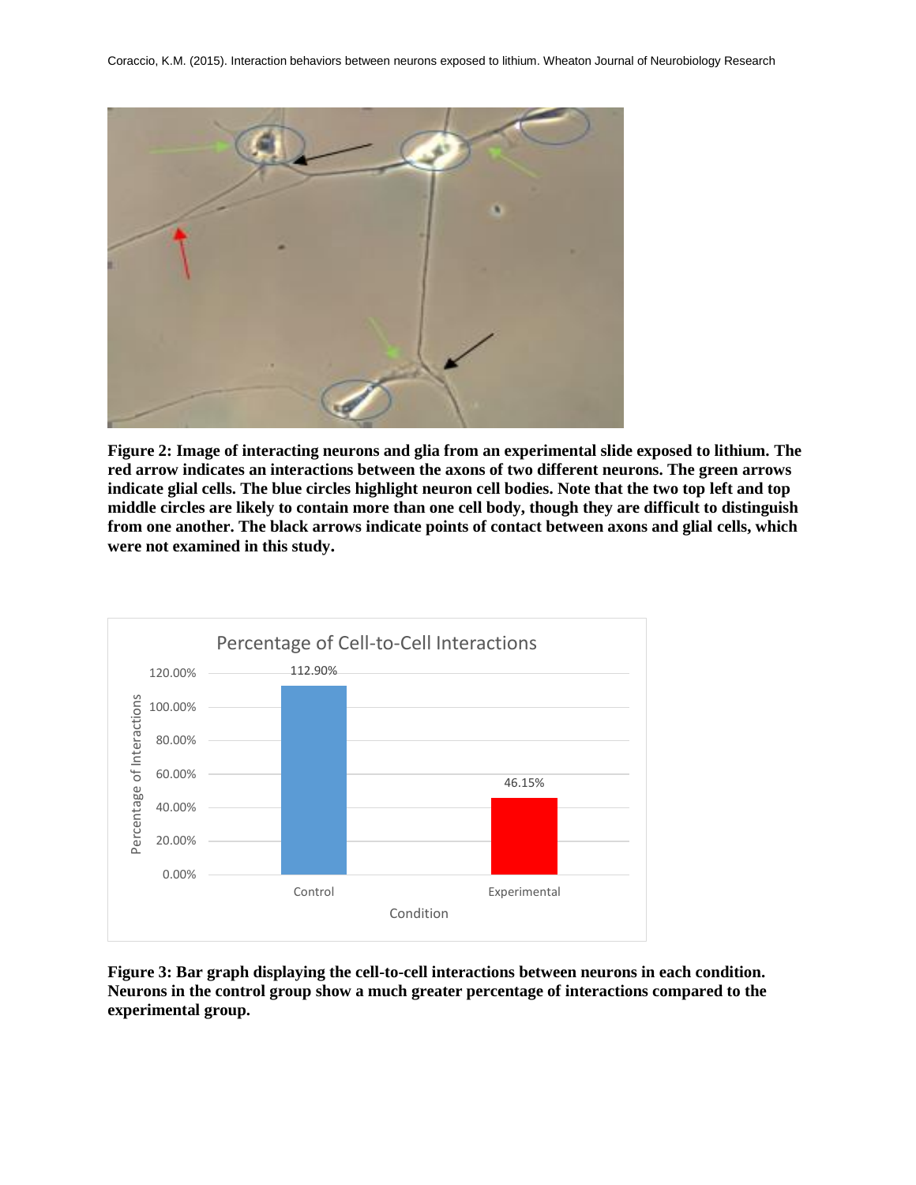**Figure 2: Image of interacting neurons and glia from an experimental slide exposed to lithium. The red arrow indicates an interactions between the axons of two different neurons. The green arrows indicate glial cells. The blue circles highlight neuron cell bodies. Note that the two top left and top middle circles are likely to contain more than one cell body, though they are difficult to distinguish from one another. The black arrows indicate points of contact between axons and glial cells, which were not examined in this study.**

**Figure 3: Bar graph displaying the cell-to-cell interactions between neurons in each condition. Neurons in the control group show a much greater percentage of interactions compared to the experimental group.**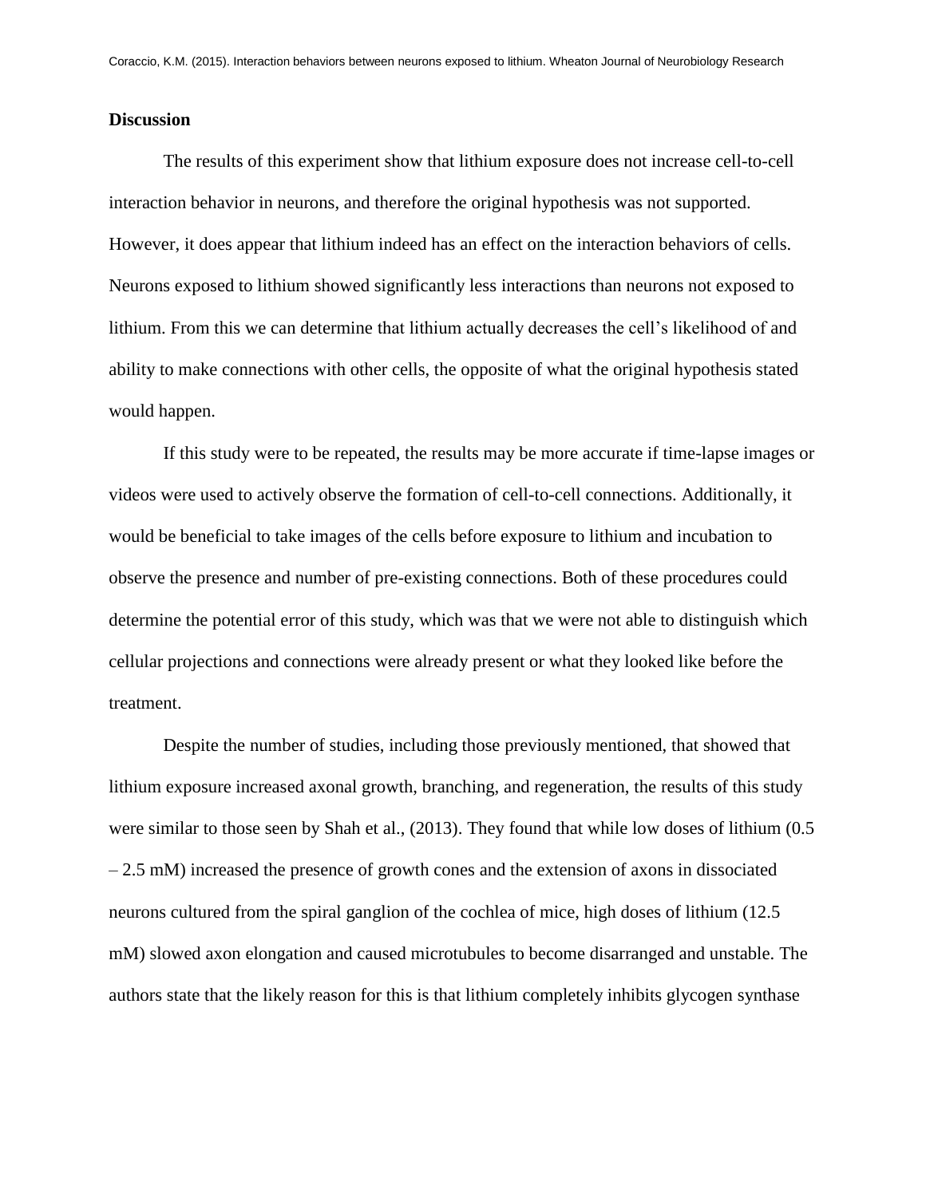## Discussion

The results of this experiment show that lithium exposure does not increase cell-to-cell interaction behavior in neurons, and therefore the original hypothesis was not supported. However, it does appear that lithium indeed has an effect on the interaction behaviors of cells. Neurons exposed to lithium showed significantly less interactions than neurons not exposed to lithium. From this we can determine that lithium actually decreases the cell's likelihood of and ability to make connections with other cells, the opposite of what the original hypothesis stated would happen.

If this study were to be repeated, the results may be more accurate if time-lapse images or videos were used to actively observe the formation of cell-to-cell connections. Additionally, it would be beneficial to take images of the cells before exposure to lithium and incubation to observe the presence and number of pre-existing connections. Both of these procedures could determine the potential error of this study, which was that we were not able to distinguish which cellular projections and connections were already present or what they looked like before the treatment.

Despite the number of studies, including those previously mentioned, that showed that lithium exposure increased axonal growth, branching, and regeneration, the results of this study were similar to those seen by Shah et al., (2013). They found that while low doses of lithium (0.5 – 2.5 mM) increased the presence of growth cones and the extension of axons in dissociated neurons cultured from the spiral ganglion of the cochlea of mice, high doses of lithium (12.5 mM) slowed axon elongation and caused microtubules to become disarranged and unstable. The authors state that the likely reason for this is that lithium completely inhibits glycogen synthase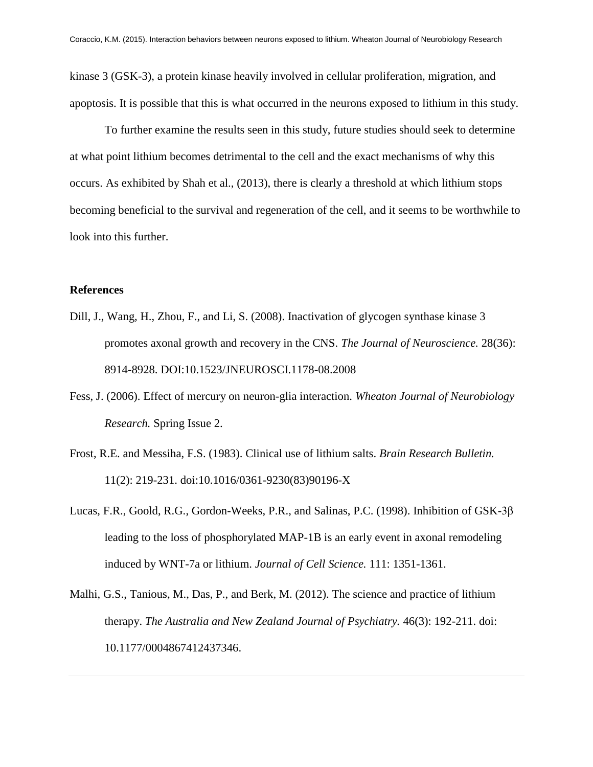kinase 3 (GSK-3), a protein kinase heavily involved in cellular proliferation, migration, and apoptosis. It is possible that this is what occurred in the neurons exposed to lithium in this study.

To further examine the results seen in this study, future studies should seek to determine at what point lithium becomes detrimental to the cell and the exact mechanisms of why this occurs. As exhibited by Shah et al., (2013), there is clearly a threshold at which lithium stops becoming beneficial to the survival and regeneration of the cell, and it seems to be worthwhile to look into this further.

**References**

Dill, J., Wang, H., Zhou, F., and Li, S. (2008). Inactivation of glycogen synthase kinase 3 promotes axonal growth and recovery in the CNS. *The Journal of Neuroscience.* 28(36): 8914-8928. DOI:10.1523/JNEUROSCI.1178-08.2008

Fess, J. (2006). Effect of mercury on neuron-glia interaction. *Wheaton Journal of Neurobiology Research.* Spring Issue 2.

Frost, R.E. and Messiha, F.S. (1983). Clinical use of lithium salts. *Brain Research Bulletin.* 11(2): 219-231. doi:10.1016/0361-9230(83)90196-X

Lucas, F.R., Goold, R.G., Gordon-Weeks, P.R., and Salinas, P.C. (1998). Inhibition of GSK-3β leading to the loss of phosphorylated MAP-1B is an early event in axonal remodeling induced by WNT-7a or lithium. *Journal of Cell Science.* 111: 1351-1361.

Malhi, G.S., Tanious, M., Das, P., and Berk, M. (2012). The science and practice of lithium therapy. *The Australia and New Zealand Journal of Psychiatry.* 46(3): 192-211. doi: 10.1177/0004867412437346.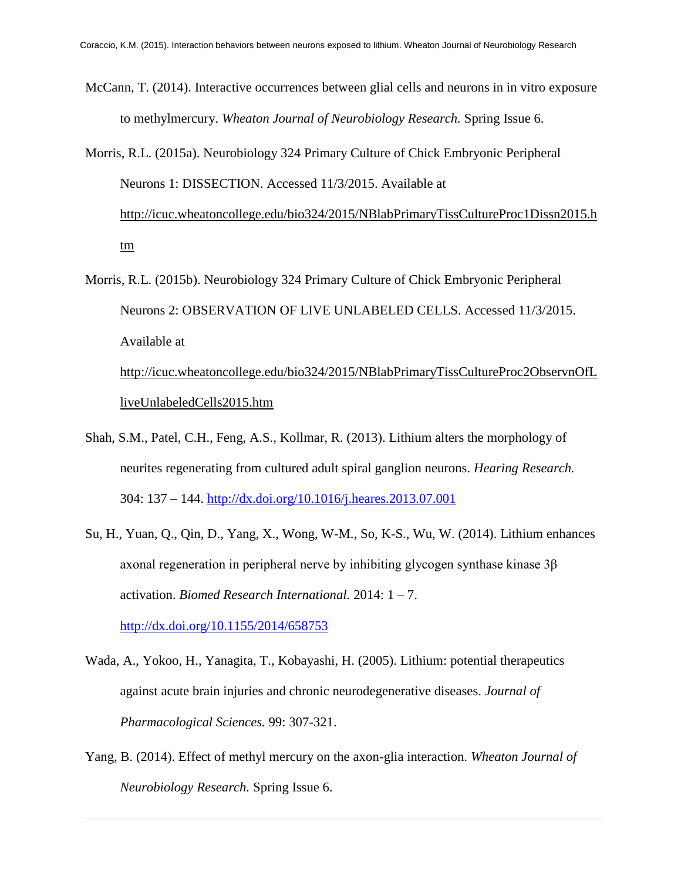McCann, T. (2014). Interactive occurrences between glial cells and neurons in in vitro exposure to methylmercury. *Wheaton Journal of Neurobiology Research.* Spring Issue 6.

Morris, R.L. (2015a). Neurobiology 324 Primary Culture of Chick Embryonic Peripheral Neurons 1: DISSECTION. Accessed 11/3/2015. Available at http://icuc.wheatoncollege.edu/bio324/2015/NBlabPrimaryTissCultureProc1Dissn2015.htm

Morris, R.L. (2015b). Neurobiology 324 Primary Culture of Chick Embryonic Peripheral Neurons 2: OBSERVATION OF LIVE UNLABELED CELLS. Accessed 11/3/2015. Available at http://icuc.wheatoncollege.edu/bio324/2015/NBlabPrimaryTissCultureProc2ObservnOfLliveUnlabeledCells2015.htm

Shah, S.M., Patel, C.H., Feng, A.S., Kollmar, R. (2013). Lithium alters the morphology of neurites regenerating from cultured adult spiral ganglion neurons. *Hearing Research.* 304: 137 – 144. http://dx.doi.org/10.1016/j.heares.2013.07.001

Su, H., Yuan, Q., Qin, D., Yang, X., Wong, W-M., So, K-S., Wu, W. (2014). Lithium enhances axonal regeneration in peripheral nerve by inhibiting glycogen synthase kinase 3β activation. *Biomed Research International.* 2014: 1 – 7. http://dx.doi.org/10.1155/2014/658753

Wada, A., Yokoo, H., Yanagita, T., Kobayashi, H. (2005). Lithium: potential therapeutics against acute brain injuries and chronic neurodegenerative diseases. *Journal of Pharmacological Sciences.* 99: 307-321.

Yang, B. (2014). Effect of methyl mercury on the axon-glia interaction. *Wheaton Journal of Neurobiology Research.* Spring Issue 6.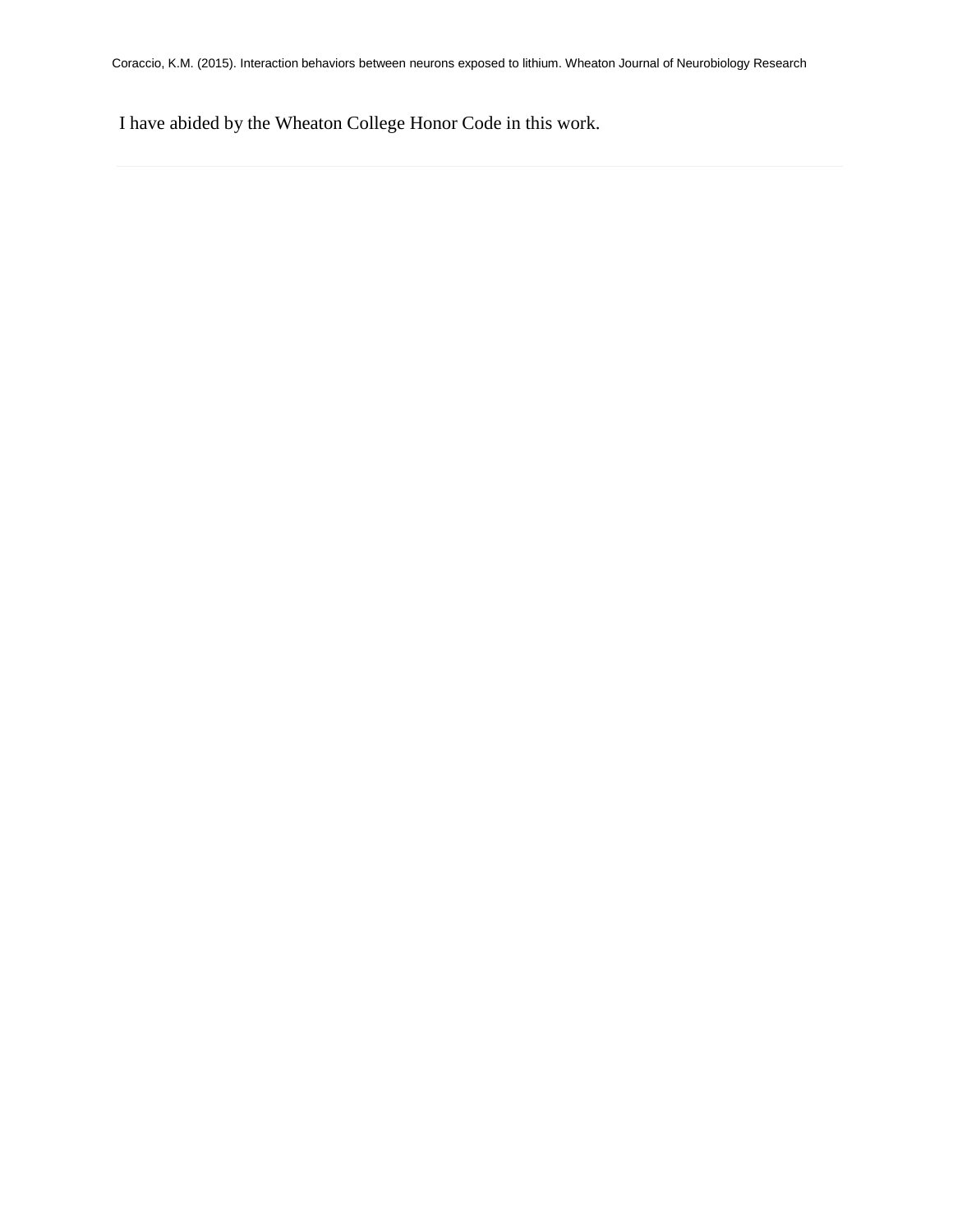I have abided by the Wheaton College Honor Code in this work.